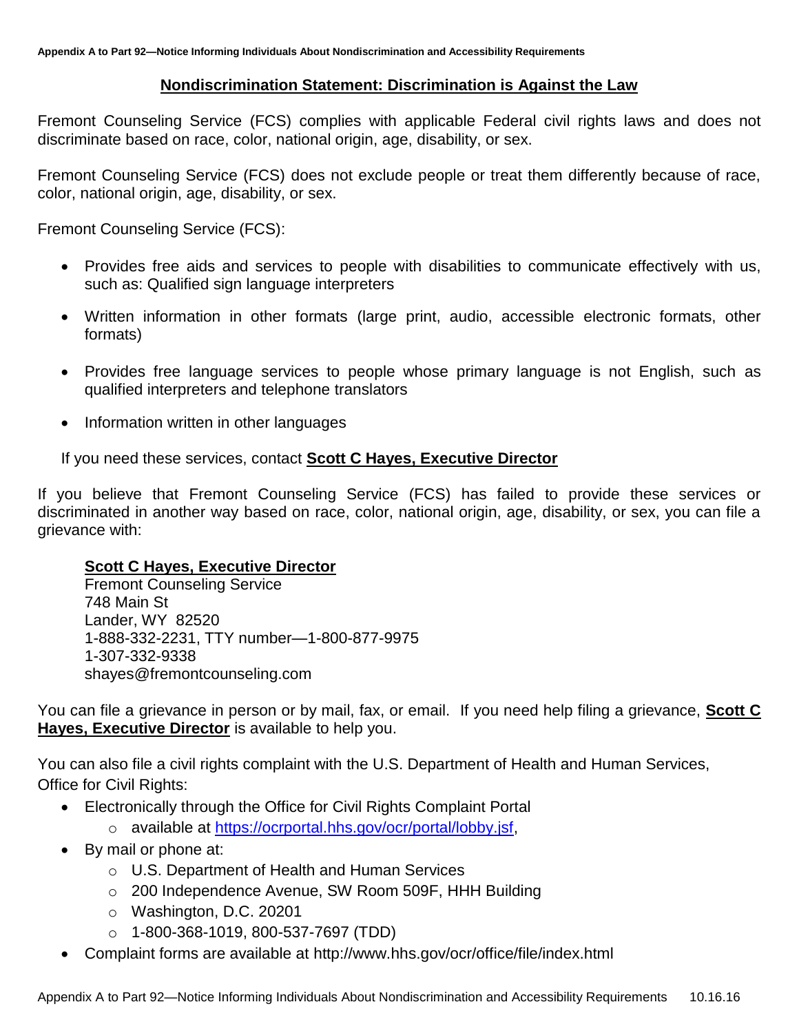## Nondiscrimination Statement: Discrimination is Against the Law

Fremont Counseling Service (FCS) complies with applicable Federal civil rights laws and does not discriminate based on race, color, national origin, age, disability, or sex.

Fremont Counseling Service (FCS) does not exclude people or treat them differently because of race, color, national origin, age, disability, or sex.

Fremont Counseling Service (FCS):

- Provides free aids and services to people with disabilities to communicate effectively with us, such as: Qualified sign language interpreters
- Written information in other formats (large print, audio, accessible electronic formats, other formats)
- Provides free language services to people whose primary language is not English, such as qualified interpreters and telephone translators
- Information written in other languages

If you need these services, contact **Scott C Hayes, Executive Director**

If you believe that Fremont Counseling Service (FCS) has failed to provide these services or discriminated in another way based on race, color, national origin, age, disability, or sex, you can file a grievance with:

**Scott C Hayes, Executive Director**
Fremont Counseling Service
748 Main St
Lander, WY 82520
1-888-332-2231, TTY number—1-800-877-9975
1-307-332-9338
shayes@fremontcounseling.com

You can file a grievance in person or by mail, fax, or email. If you need help filing a grievance, **Scott C Hayes, Executive Director** is available to help you.

You can also file a civil rights complaint with the U.S. Department of Health and Human Services, Office for Civil Rights:

- Electronically through the Office for Civil Rights Complaint Portal
  - available at https://ocrportal.hhs.gov/ocr/portal/lobby.jsf,
- By mail or phone at:
  - U.S. Department of Health and Human Services
  - 200 Independence Avenue, SW Room 509F, HHH Building
  - Washington, D.C. 20201
  - 1-800-368-1019, 800-537-7697 (TDD)
- Complaint forms are available at http://www.hhs.gov/ocr/office/file/index.html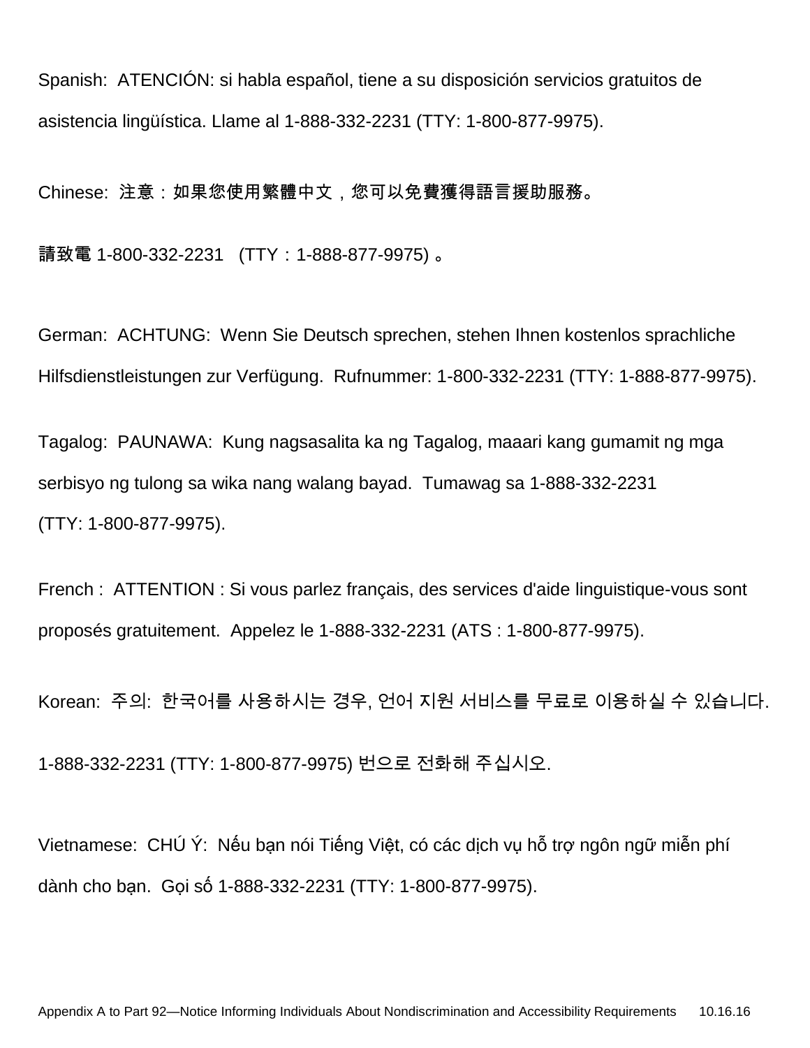Spanish: ATENCIÓN: si habla español, tiene a su disposición servicios gratuitos de asistencia lingüística. Llame al 1-888-332-2231 (TTY: 1-800-877-9975).

Chinese: 注意：如果您使用繁體中文，您可以免費獲得語言援助服務。

請致電 1-800-332-2231 (TTY：1-888-877-9975) 。

German: ACHTUNG: Wenn Sie Deutsch sprechen, stehen Ihnen kostenlos sprachliche Hilfsdienstleistungen zur Verfügung. Rufnummer: 1-800-332-2231 (TTY: 1-888-877-9975).

Tagalog: PAUNAWA: Kung nagsasalita ka ng Tagalog, maaari kang gumamit ng mga serbisyo ng tulong sa wika nang walang bayad. Tumawag sa 1-888-332-2231 (TTY: 1-800-877-9975).

French : ATTENTION : Si vous parlez français, des services d'aide linguistique-vous sont proposés gratuitement. Appelez le 1-888-332-2231 (ATS : 1-800-877-9975).

Korean: 주의: 한국어를 사용하시는 경우, 언어 지원 서비스를 무료로 이용하실 수 있습니다.

1-888-332-2231 (TTY: 1-800-877-9975) 번으로 전화해 주십시오.

Vietnamese: CHÚ Ý: Nếu bạn nói Tiếng Việt, có các dịch vụ hỗ trợ ngôn ngữ miễn phí dành cho bạn. Gọi số 1-888-332-2231 (TTY: 1-800-877-9975).

Appendix A to Part 92—Notice Informing Individuals About Nondiscrimination and Accessibility Requirements 10.16.16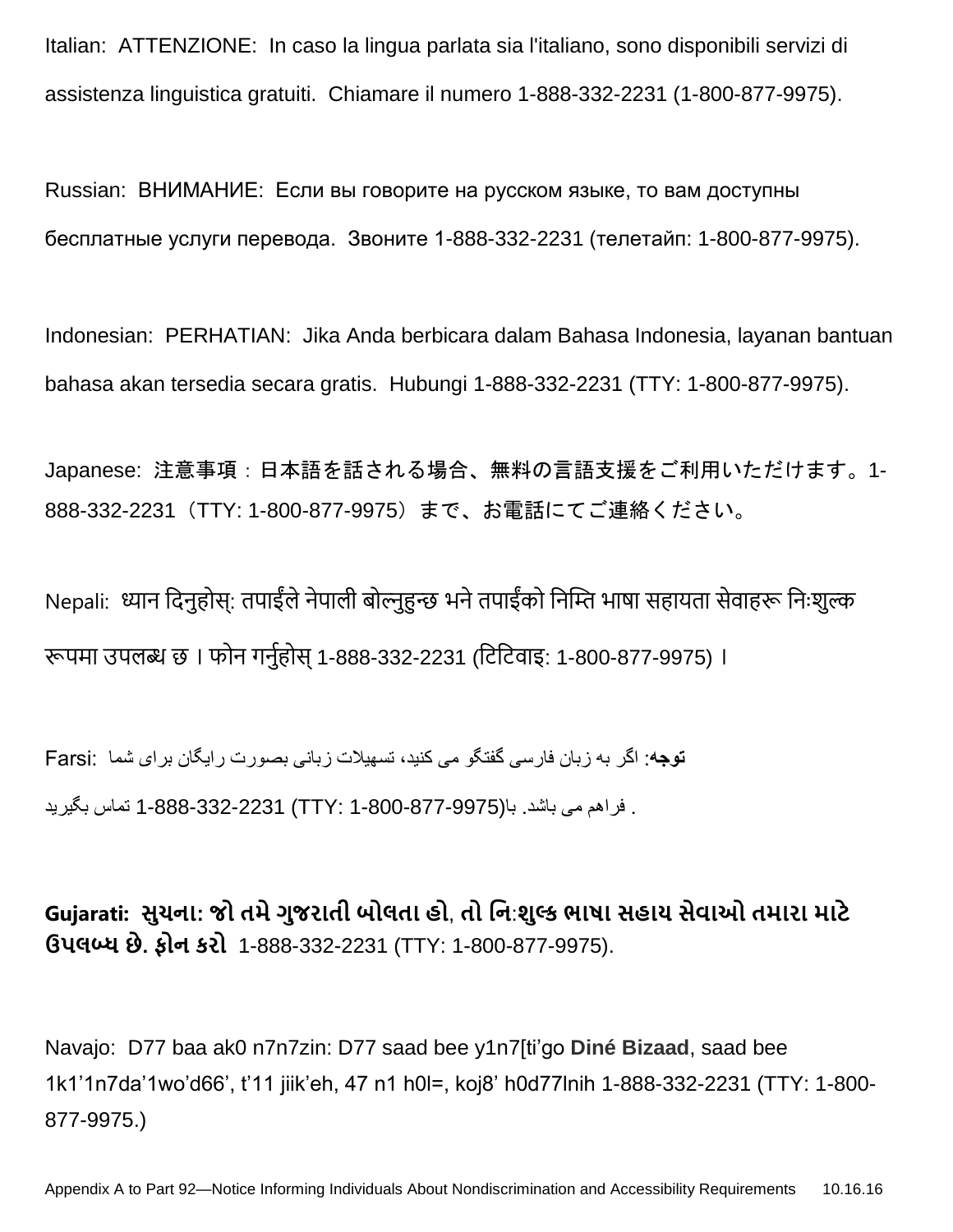Italian:  ATTENZIONE:  In caso la lingua parlata sia l'italiano, sono disponibili servizi di assistenza linguistica gratuiti.  Chiamare il numero 1-888-332-2231 (1-800-877-9975).

Russian:  ВНИМАНИЕ:  Если вы говорите на русском языке, то вам доступны бесплатные услуги перевода.  Звоните 1-888-332-2231 (телетайп: 1-800-877-9975).

Indonesian:  PERHATIAN:  Jika Anda berbicara dalam Bahasa Indonesia, layanan bantuan bahasa akan tersedia secara gratis.  Hubungi 1-888-332-2231 (TTY: 1-800-877-9975).

Japanese:  注意事項：日本語を話される場合、無料の言語支援をご利用いただけます。1-888-332-2231（TTY: 1-800-877-9975）まで、お電話にてご連絡ください。

Nepali:  ध्यान दिनुहोस्: तपाईंले नेपाली बोल्नुहुन्छ भने तपाईंको निम्ति भाषा सहायता सेवाहरू निःशुल्क रूपमा उपलब्ध छ । फोन गर्नुहोस् 1-888-332-2231 (टिटिवाइ: 1-800-877-9975) ।

Farsi:  **توجه**: اگر به زبان فارسی گفتگو می کنید، تسهیلات زبانی بصورت رایگان برای شما فراهم می باشد. با(TTY: 1-800-877-9975) 1-888-332-2231 تماس بگیرید .

**Gujarati:  સુચના: જો તમે ગુજરાતી બોલતા હો, તો નિ:શુલ્ક ભાષા સહાય સેવાઓ તમારા માટે ઉપલબ્ધ છે. ફોન કરો** 1-888-332-2231 (TTY: 1-800-877-9975).

Navajo:  D77 baa ak0 n7n7zin: D77 saad bee y1n7[ti'go **Diné Bizaad**, saad bee 1k1'1n7da'1wo'd66', t'11 jiik'eh, 47 n1 h0l=, koj8' h0d77lnih 1-888-332-2231 (TTY: 1-800-877-9975.)

Appendix A to Part 92—Notice Informing Individuals About Nondiscrimination and Accessibility Requirements 10.16.16